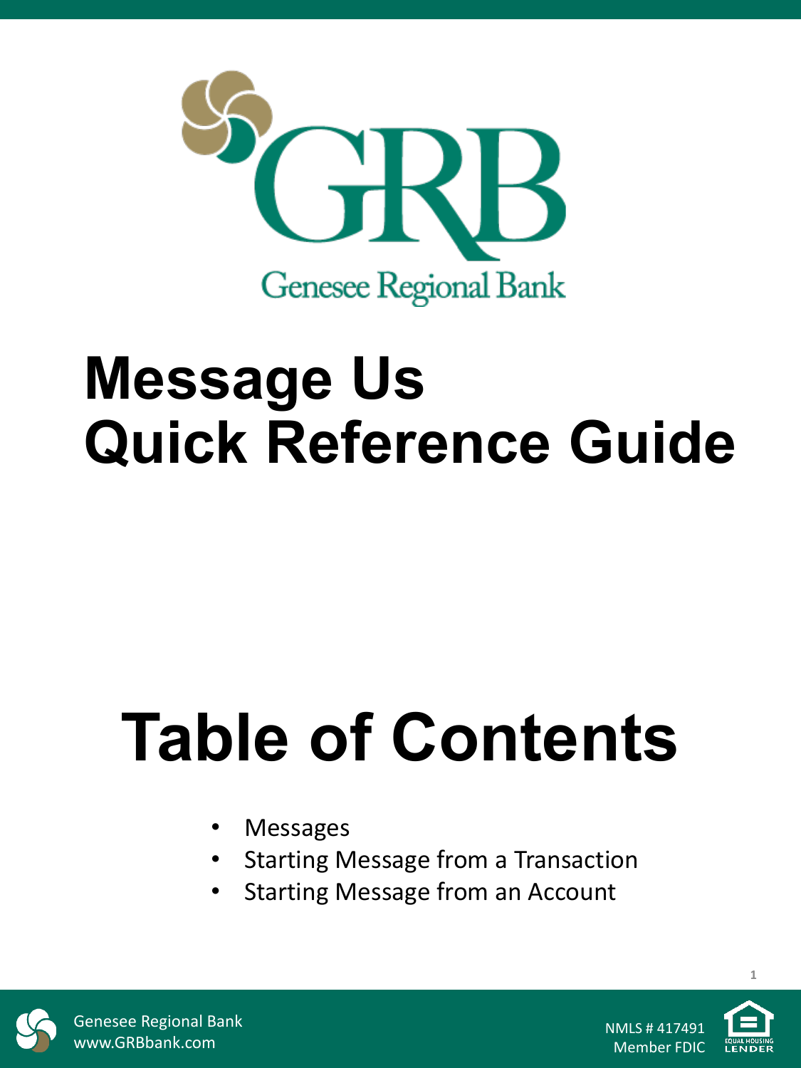GRB

Genesee Regional Bank

# Message Us Quick Reference Guide

# Table of Contents

- Messages
- Starting Message from a Transaction
- Starting Message from an Account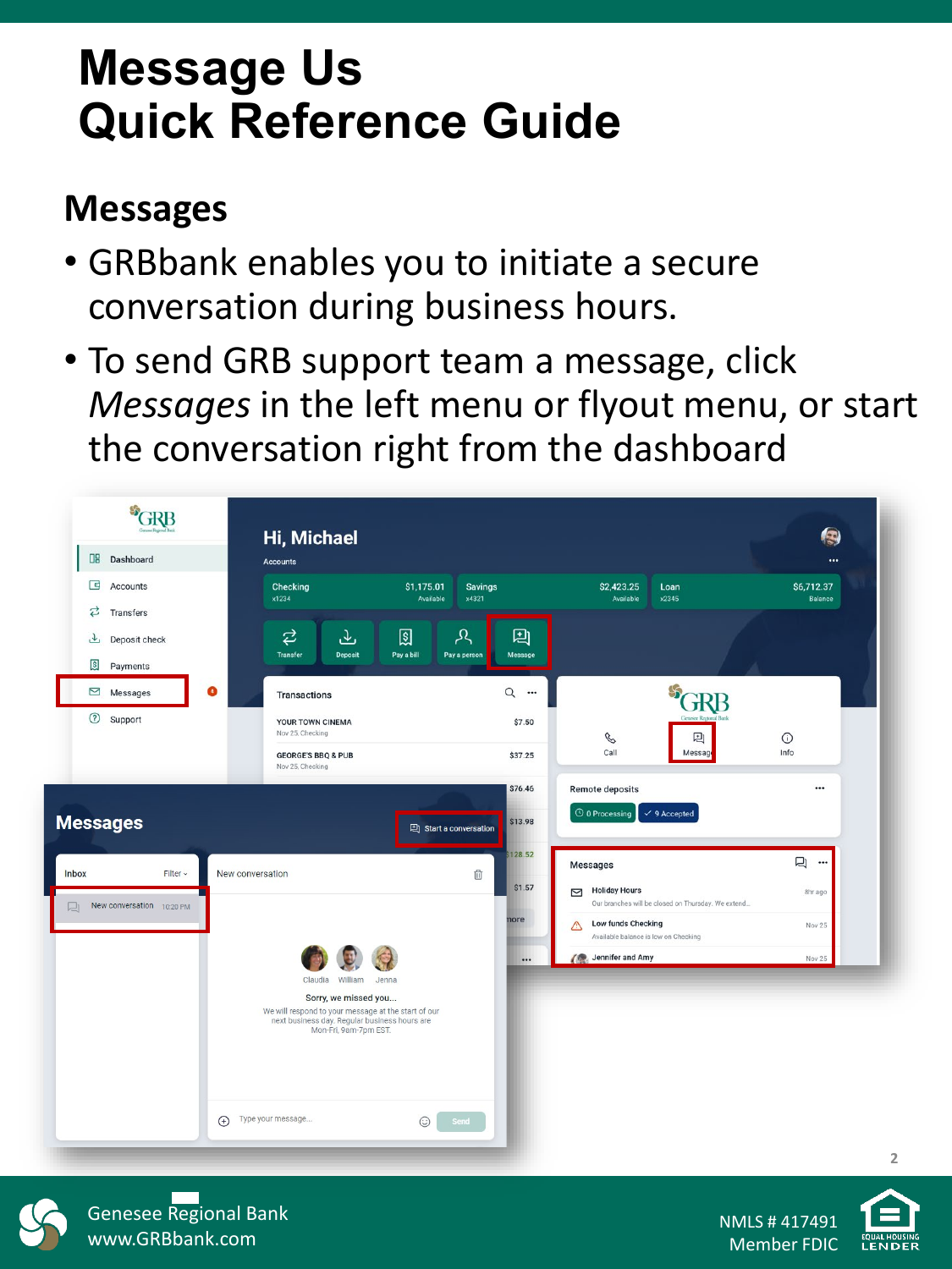# Message Us
# Quick Reference Guide

## Messages

- GRBbank enables you to initiate a secure conversation during business hours.
- To send GRB support team a message, click *Messages* in the left menu or flyout menu, or start the conversation right from the dashboard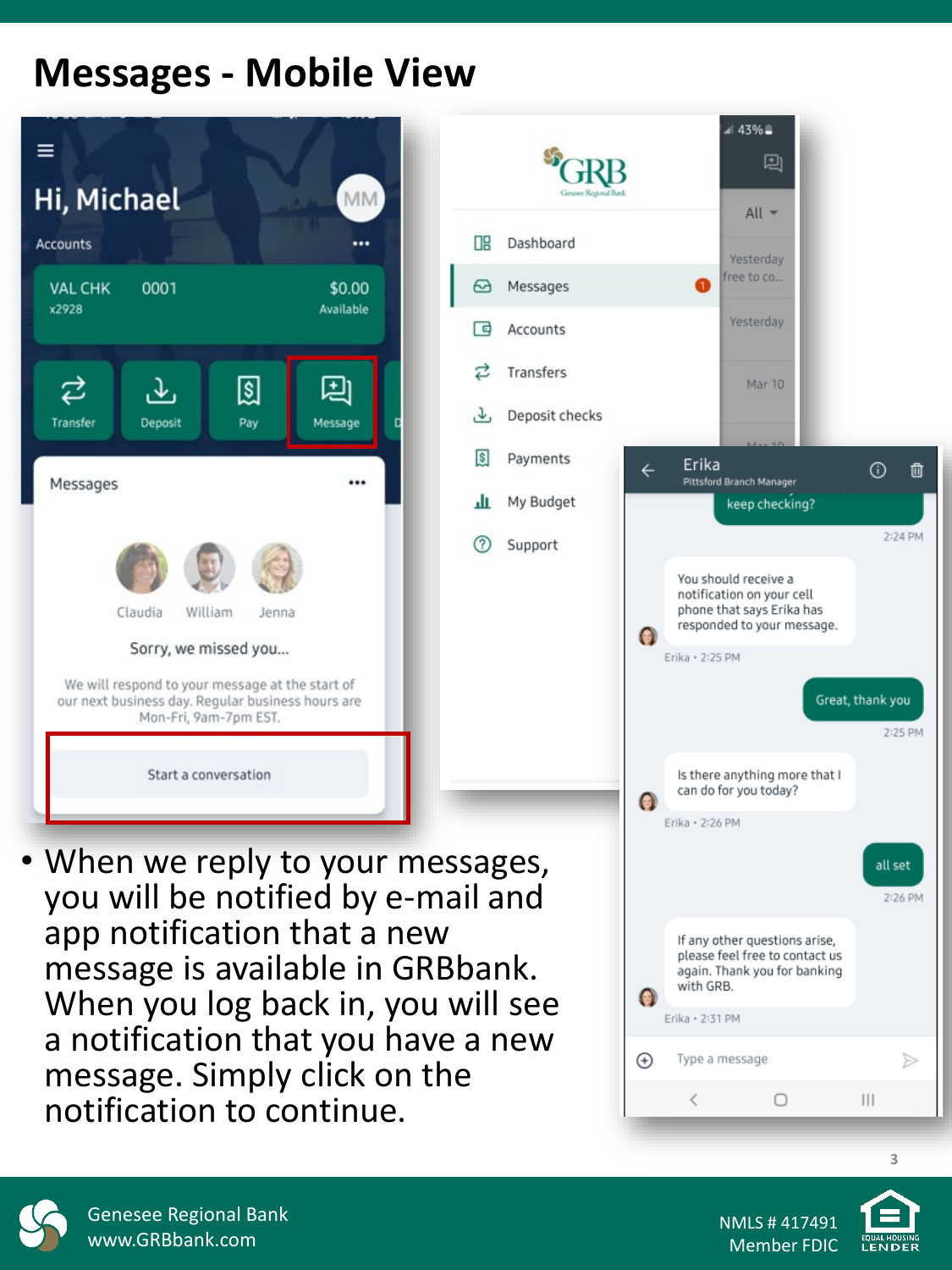# Messages - Mobile View

- When we reply to your messages, you will be notified by e-mail and app notification that a new message is available in GRBbank. When you log back in, you will see a notification that you have a new message. Simply click on the notification to continue.

Genesee Regional Bank
www.GRBbank.com

NMLS # 417491
Member FDIC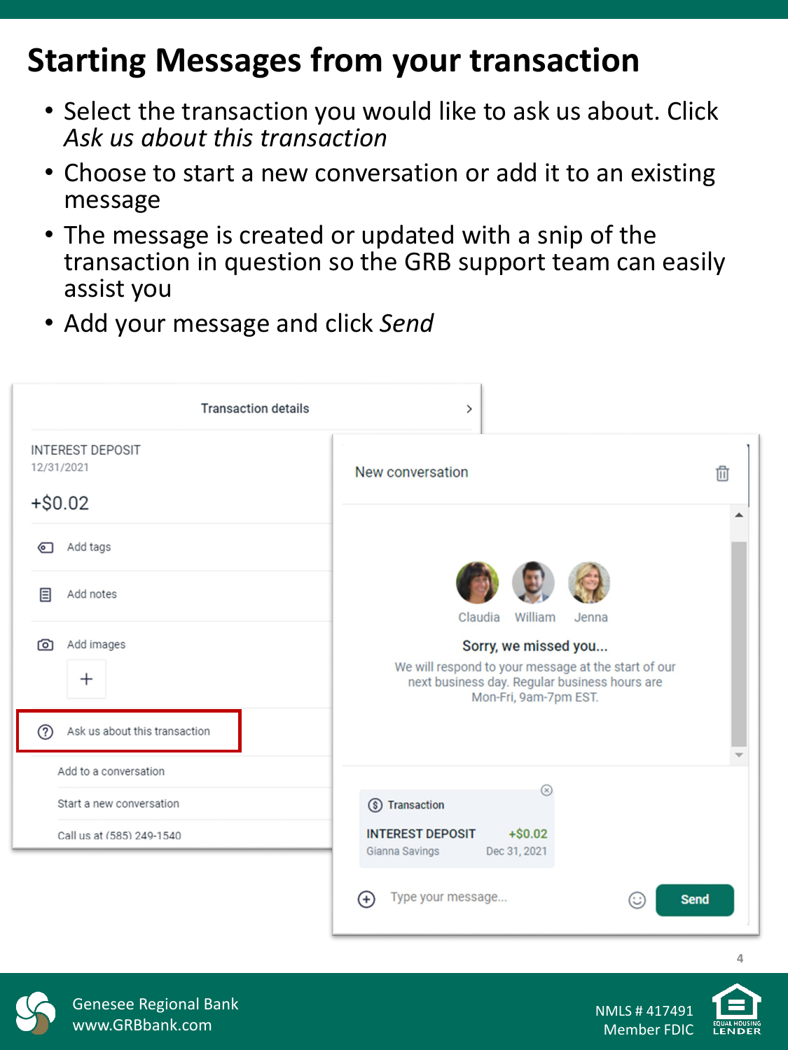# Starting Messages from your transaction

- Select the transaction you would like to ask us about. Click *Ask us about this transaction*
- Choose to start a new conversation or add it to an existing message
- The message is created or updated with a snip of the transaction in question so the GRB support team can easily assist you
- Add your message and click *Send*

Transaction details

INTEREST DEPOSIT
12/31/2021

+$0.02

Add tags

Add notes

Add images

Ask us about this transaction

Add to a conversation

Start a new conversation

Call us at (585) 249-1540

New conversation

Claudia William Jenna

**Sorry, we missed you...**

We will respond to your message at the start of our next business day. Regular business hours are Mon-Fri, 9am-7pm EST.

Transaction

INTEREST DEPOSIT +$0.02
Gianna Savings Dec 31, 2021

Type your message...

Send

Genesee Regional Bank
www.GRBbank.com

NMLS # 417491
Member FDIC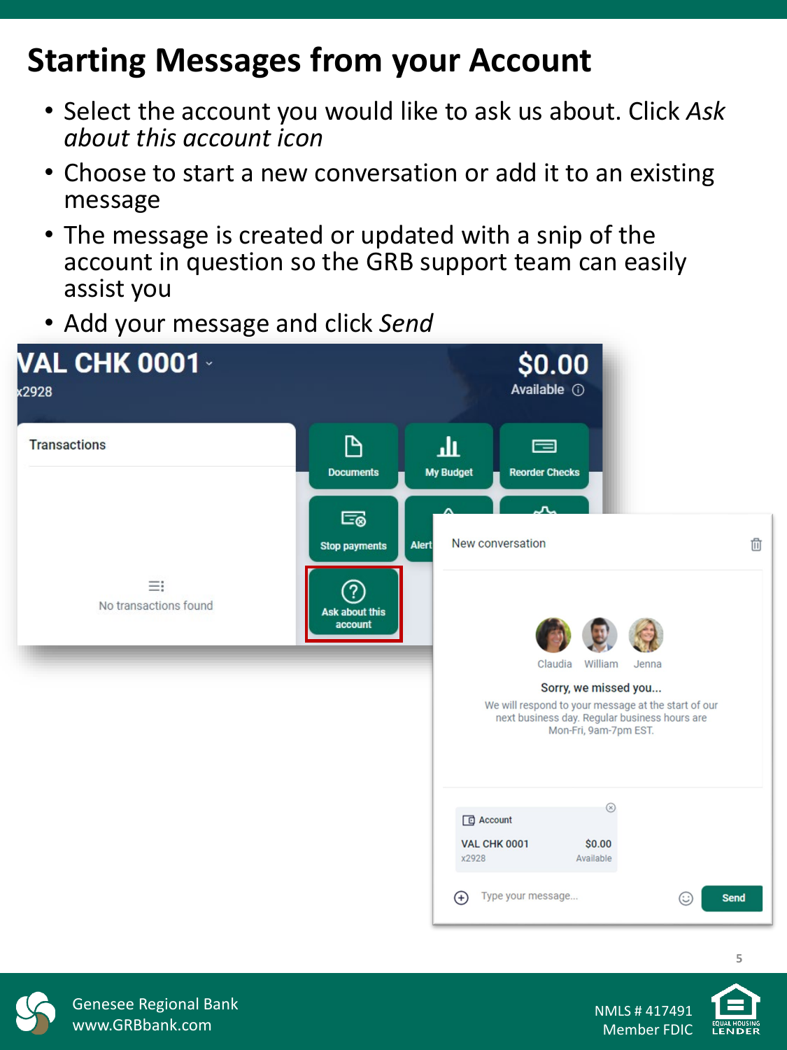# Starting Messages from your Account

- Select the account you would like to ask us about. Click *Ask about this account icon*
- Choose to start a new conversation or add it to an existing message
- The message is created or updated with a snip of the account in question so the GRB support team can easily assist you
- Add your message and click *Send*